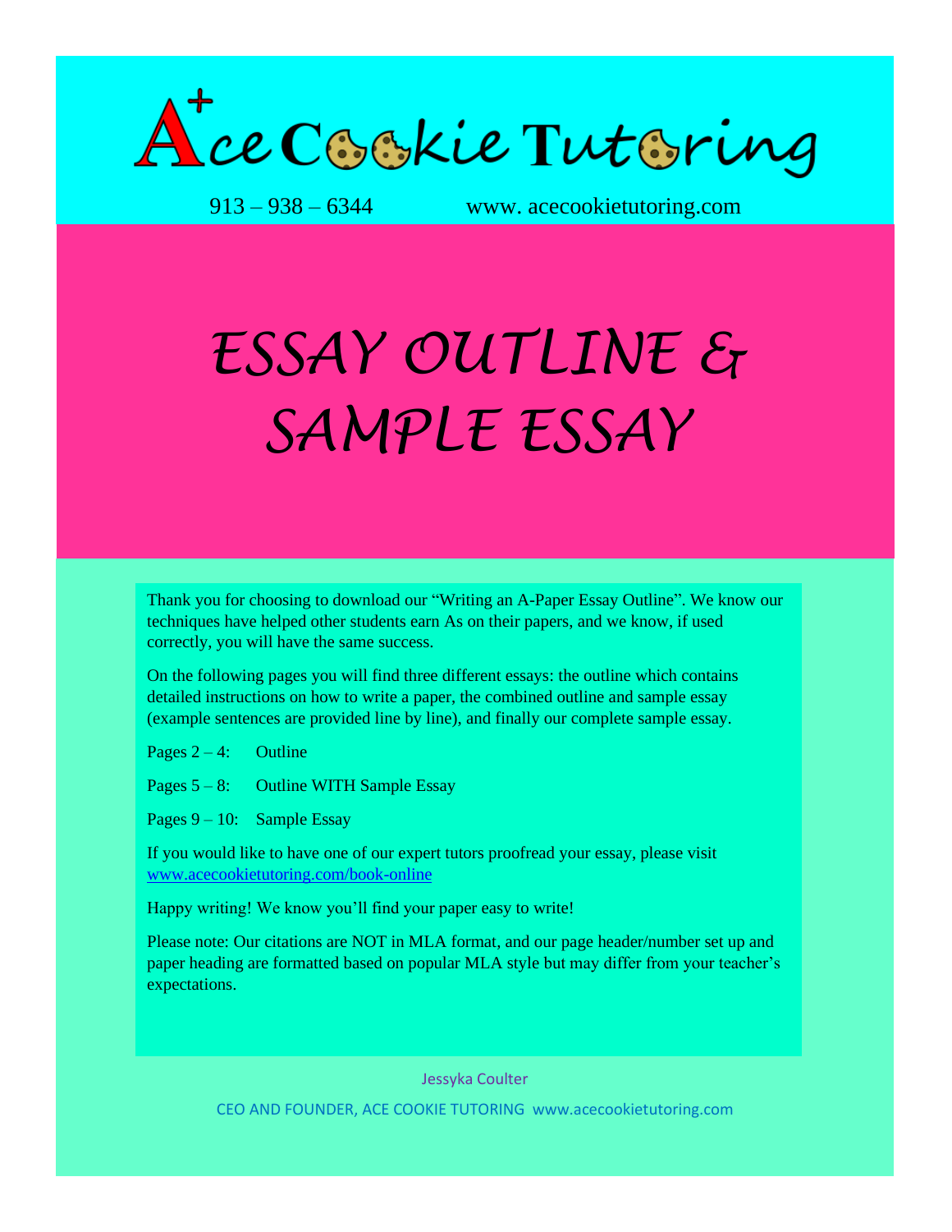# Ace Cookie Tutoring

913 – 938 – 6344 www. acecookietutoring.com

# ESSAY OUTLINE & SAMPLE ESSAY

Thank you for choosing to download our "Writing an A-Paper Essay Outline". We know our techniques have helped other students earn As on their papers, and we know, if used correctly, you will have the same success.

On the following pages you will find three different essays: the outline which contains detailed instructions on how to write a paper, the combined outline and sample essay (example sentences are provided line by line), and finally our complete sample essay.

Pages 2 – 4: Outline

Pages 5 – 8: Outline WITH Sample Essay

Pages 9 – 10: Sample Essay

If you would like to have one of our expert tutors proofread your essay, please visit www.acecookietutoring.com/book-online

Happy writing! We know you'll find your paper easy to write!

Please note: Our citations are NOT in MLA format, and our page header/number set up and paper heading are formatted based on popular MLA style but may differ from your teacher's expectations.

Jessyka Coulter

CEO AND FOUNDER, ACE COOKIE TUTORING www.acecookietutoring.com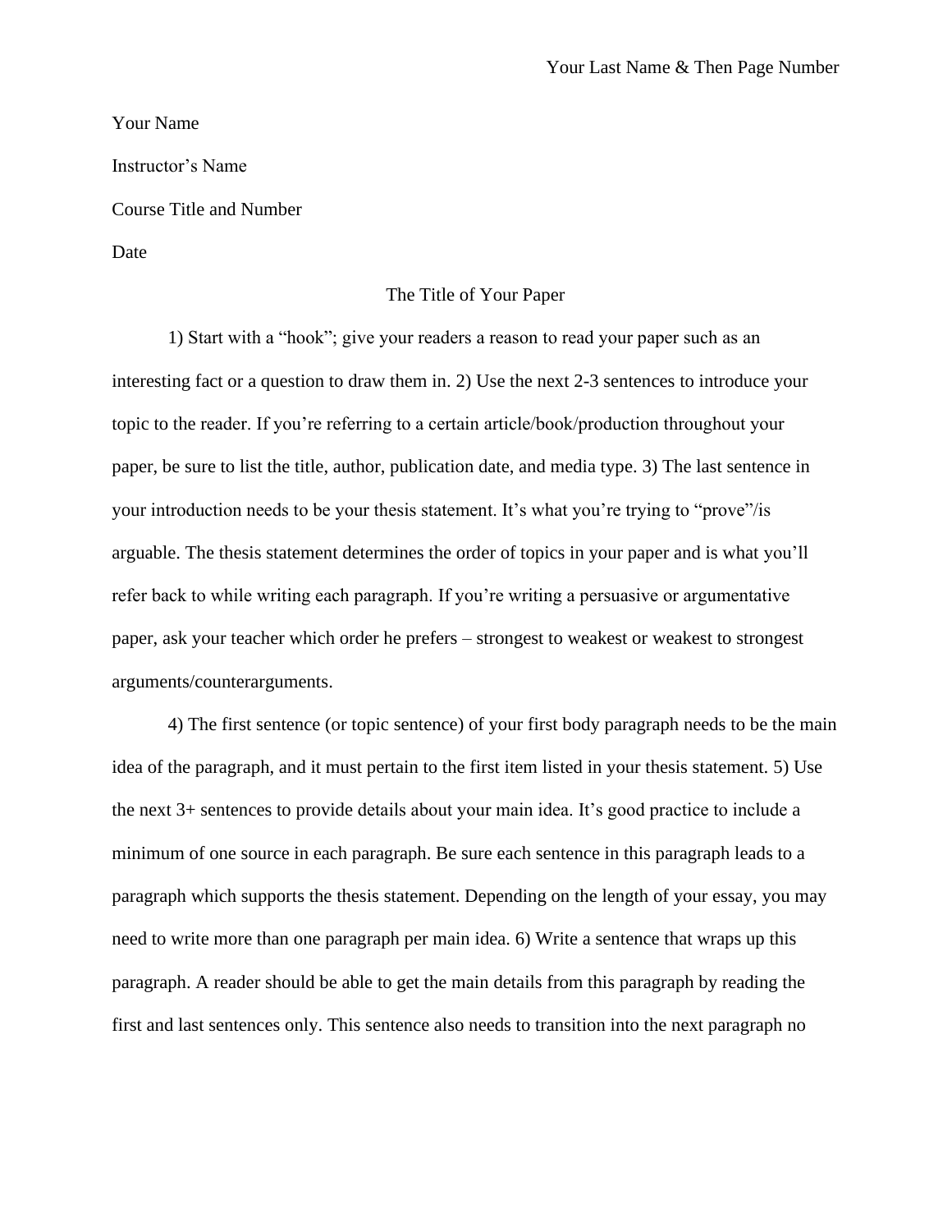Your Name

Instructor's Name

Course Title and Number

Date

The Title of Your Paper

1) Start with a "hook"; give your readers a reason to read your paper such as an interesting fact or a question to draw them in. 2) Use the next 2-3 sentences to introduce your topic to the reader. If you're referring to a certain article/book/production throughout your paper, be sure to list the title, author, publication date, and media type. 3) The last sentence in your introduction needs to be your thesis statement. It's what you're trying to "prove"/is arguable. The thesis statement determines the order of topics in your paper and is what you'll refer back to while writing each paragraph. If you're writing a persuasive or argumentative paper, ask your teacher which order he prefers – strongest to weakest or weakest to strongest arguments/counterarguments.

4) The first sentence (or topic sentence) of your first body paragraph needs to be the main idea of the paragraph, and it must pertain to the first item listed in your thesis statement. 5) Use the next 3+ sentences to provide details about your main idea. It's good practice to include a minimum of one source in each paragraph. Be sure each sentence in this paragraph leads to a paragraph which supports the thesis statement. Depending on the length of your essay, you may need to write more than one paragraph per main idea. 6) Write a sentence that wraps up this paragraph. A reader should be able to get the main details from this paragraph by reading the first and last sentences only. This sentence also needs to transition into the next paragraph no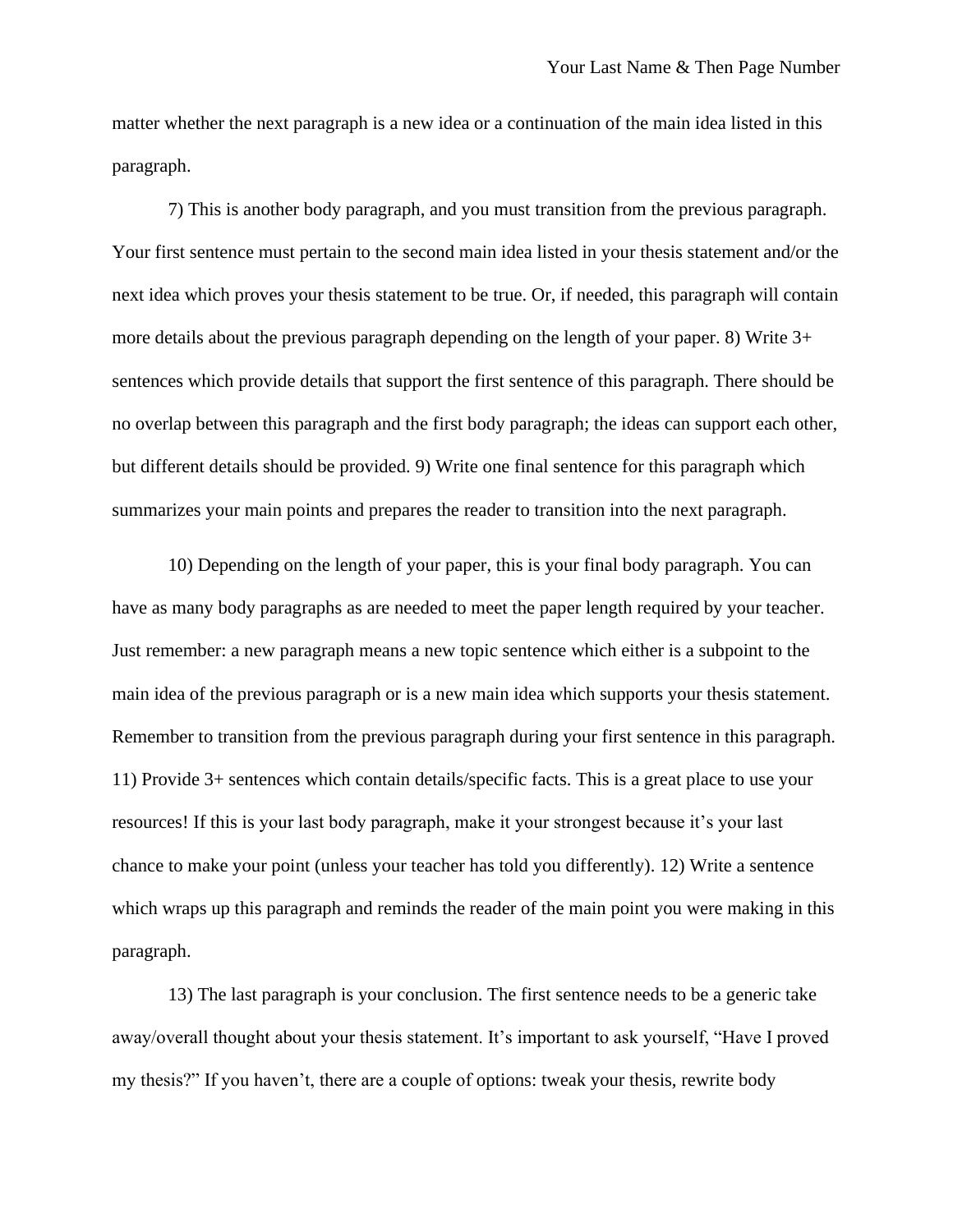matter whether the next paragraph is a new idea or a continuation of the main idea listed in this paragraph.

7) This is another body paragraph, and you must transition from the previous paragraph. Your first sentence must pertain to the second main idea listed in your thesis statement and/or the next idea which proves your thesis statement to be true. Or, if needed, this paragraph will contain more details about the previous paragraph depending on the length of your paper. 8) Write 3+ sentences which provide details that support the first sentence of this paragraph. There should be no overlap between this paragraph and the first body paragraph; the ideas can support each other, but different details should be provided. 9) Write one final sentence for this paragraph which summarizes your main points and prepares the reader to transition into the next paragraph.

10) Depending on the length of your paper, this is your final body paragraph. You can have as many body paragraphs as are needed to meet the paper length required by your teacher. Just remember: a new paragraph means a new topic sentence which either is a subpoint to the main idea of the previous paragraph or is a new main idea which supports your thesis statement. Remember to transition from the previous paragraph during your first sentence in this paragraph. 11) Provide 3+ sentences which contain details/specific facts. This is a great place to use your resources! If this is your last body paragraph, make it your strongest because it's your last chance to make your point (unless your teacher has told you differently). 12) Write a sentence which wraps up this paragraph and reminds the reader of the main point you were making in this paragraph.

13) The last paragraph is your conclusion. The first sentence needs to be a generic take away/overall thought about your thesis statement. It's important to ask yourself, "Have I proved my thesis?" If you haven't, there are a couple of options: tweak your thesis, rewrite body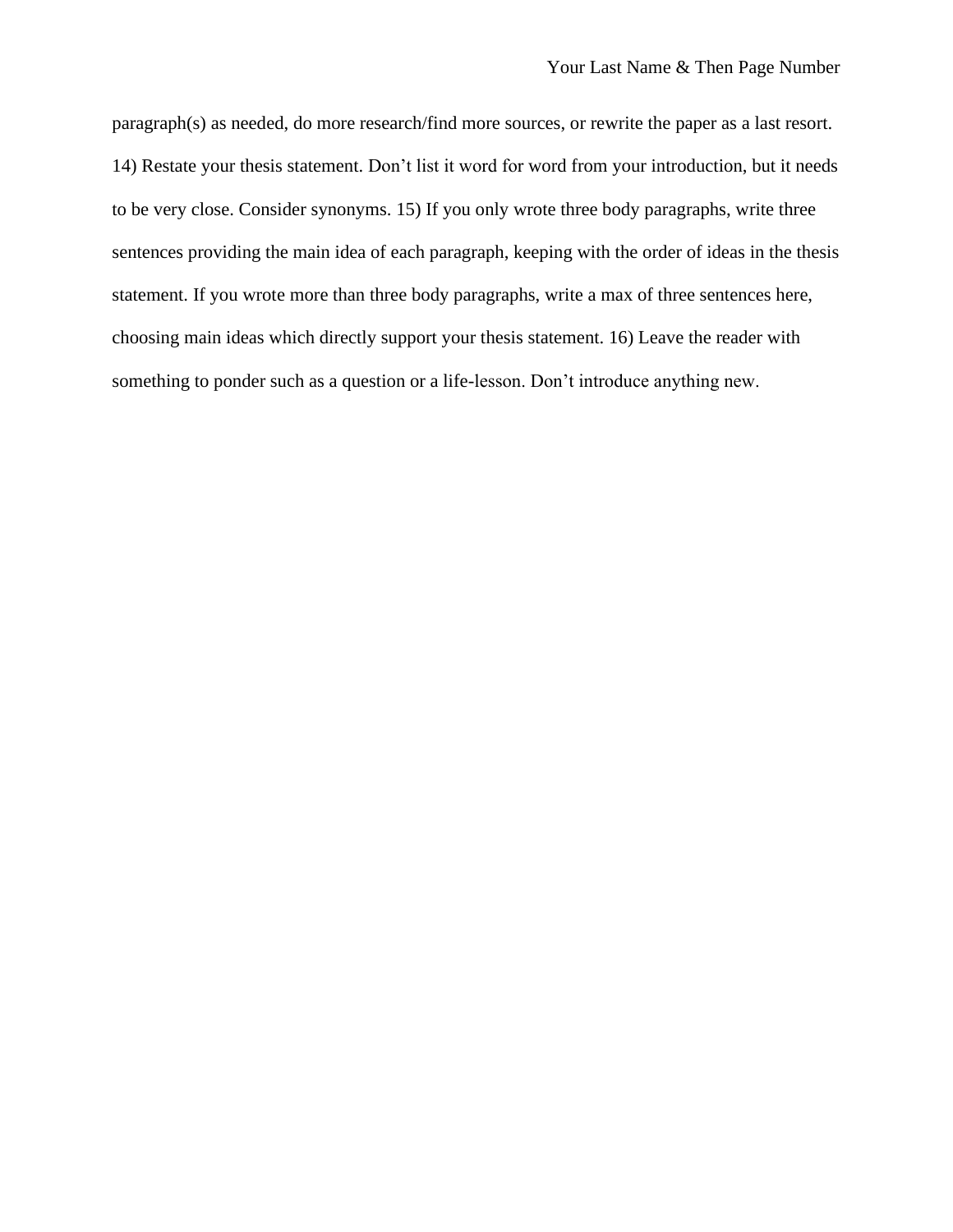paragraph(s) as needed, do more research/find more sources, or rewrite the paper as a last resort. 14) Restate your thesis statement. Don’t list it word for word from your introduction, but it needs to be very close. Consider synonyms. 15) If you only wrote three body paragraphs, write three sentences providing the main idea of each paragraph, keeping with the order of ideas in the thesis statement. If you wrote more than three body paragraphs, write a max of three sentences here, choosing main ideas which directly support your thesis statement. 16) Leave the reader with something to ponder such as a question or a life-lesson. Don’t introduce anything new.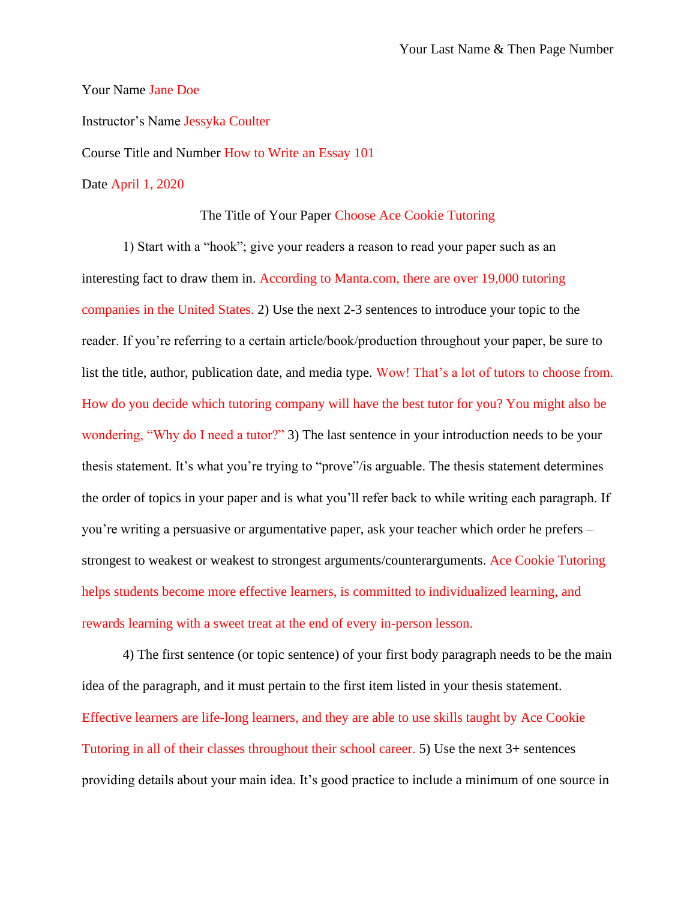Your Name Jane Doe

Instructor's Name Jessyka Coulter

Course Title and Number How to Write an Essay 101

Date April 1, 2020

The Title of Your Paper Choose Ace Cookie Tutoring

1) Start with a "hook"; give your readers a reason to read your paper such as an interesting fact to draw them in. According to Manta.com, there are over 19,000 tutoring companies in the United States. 2) Use the next 2-3 sentences to introduce your topic to the reader. If you're referring to a certain article/book/production throughout your paper, be sure to list the title, author, publication date, and media type. Wow! That's a lot of tutors to choose from. How do you decide which tutoring company will have the best tutor for you? You might also be wondering, "Why do I need a tutor?" 3) The last sentence in your introduction needs to be your thesis statement. It's what you're trying to "prove"/is arguable. The thesis statement determines the order of topics in your paper and is what you'll refer back to while writing each paragraph. If you're writing a persuasive or argumentative paper, ask your teacher which order he prefers – strongest to weakest or weakest to strongest arguments/counterarguments. Ace Cookie Tutoring helps students become more effective learners, is committed to individualized learning, and rewards learning with a sweet treat at the end of every in-person lesson.

4) The first sentence (or topic sentence) of your first body paragraph needs to be the main idea of the paragraph, and it must pertain to the first item listed in your thesis statement. Effective learners are life-long learners, and they are able to use skills taught by Ace Cookie Tutoring in all of their classes throughout their school career. 5) Use the next 3+ sentences providing details about your main idea. It's good practice to include a minimum of one source in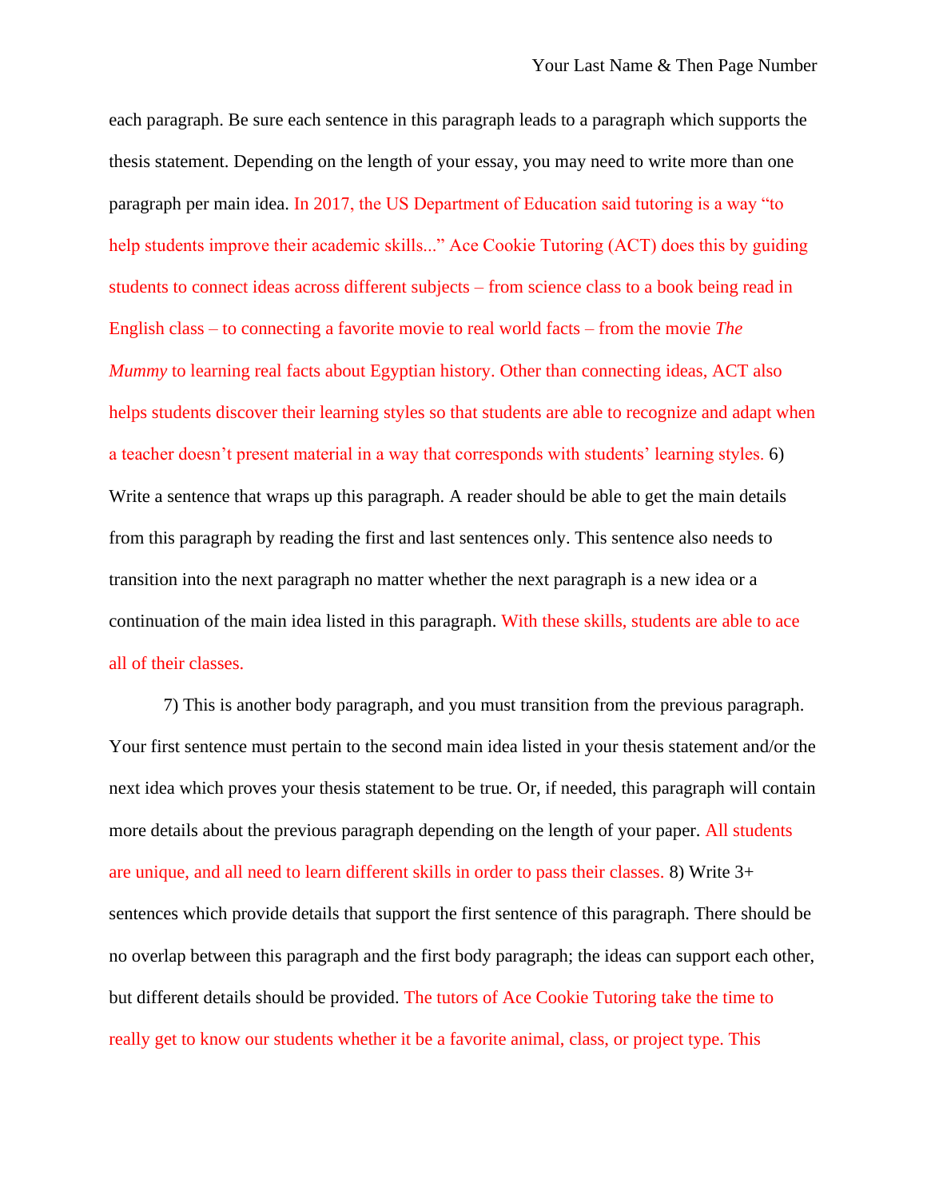each paragraph. Be sure each sentence in this paragraph leads to a paragraph which supports the thesis statement. Depending on the length of your essay, you may need to write more than one paragraph per main idea. In 2017, the US Department of Education said tutoring is a way "to help students improve their academic skills..." Ace Cookie Tutoring (ACT) does this by guiding students to connect ideas across different subjects – from science class to a book being read in English class – to connecting a favorite movie to real world facts – from the movie *The Mummy* to learning real facts about Egyptian history. Other than connecting ideas, ACT also helps students discover their learning styles so that students are able to recognize and adapt when a teacher doesn't present material in a way that corresponds with students' learning styles. 6) Write a sentence that wraps up this paragraph. A reader should be able to get the main details from this paragraph by reading the first and last sentences only. This sentence also needs to transition into the next paragraph no matter whether the next paragraph is a new idea or a continuation of the main idea listed in this paragraph. With these skills, students are able to ace all of their classes.

7) This is another body paragraph, and you must transition from the previous paragraph. Your first sentence must pertain to the second main idea listed in your thesis statement and/or the next idea which proves your thesis statement to be true. Or, if needed, this paragraph will contain more details about the previous paragraph depending on the length of your paper. All students are unique, and all need to learn different skills in order to pass their classes. 8) Write 3+ sentences which provide details that support the first sentence of this paragraph. There should be no overlap between this paragraph and the first body paragraph; the ideas can support each other, but different details should be provided. The tutors of Ace Cookie Tutoring take the time to really get to know our students whether it be a favorite animal, class, or project type. This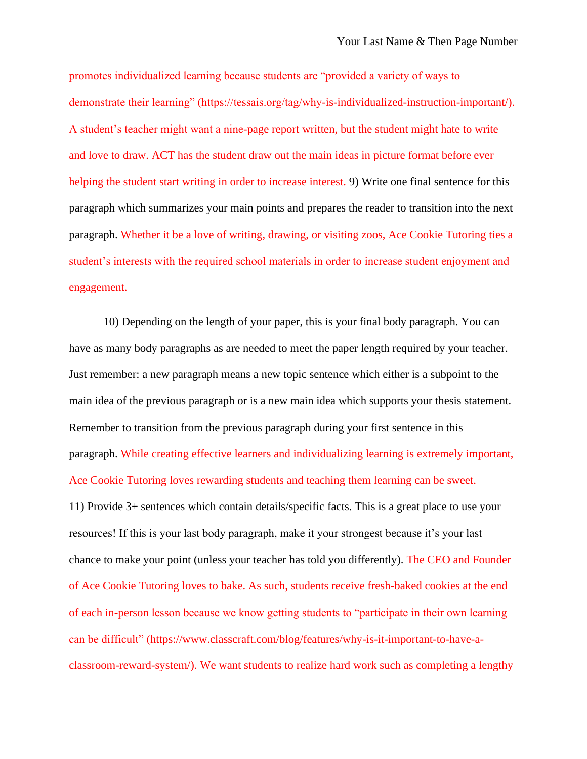promotes individualized learning because students are "provided a variety of ways to demonstrate their learning" (https://tessais.org/tag/why-is-individualized-instruction-important/). A student's teacher might want a nine-page report written, but the student might hate to write and love to draw. ACT has the student draw out the main ideas in picture format before ever helping the student start writing in order to increase interest. 9) Write one final sentence for this paragraph which summarizes your main points and prepares the reader to transition into the next paragraph. Whether it be a love of writing, drawing, or visiting zoos, Ace Cookie Tutoring ties a student's interests with the required school materials in order to increase student enjoyment and engagement.

10) Depending on the length of your paper, this is your final body paragraph. You can have as many body paragraphs as are needed to meet the paper length required by your teacher. Just remember: a new paragraph means a new topic sentence which either is a subpoint to the main idea of the previous paragraph or is a new main idea which supports your thesis statement. Remember to transition from the previous paragraph during your first sentence in this paragraph. While creating effective learners and individualizing learning is extremely important, Ace Cookie Tutoring loves rewarding students and teaching them learning can be sweet.
11) Provide 3+ sentences which contain details/specific facts. This is a great place to use your resources! If this is your last body paragraph, make it your strongest because it's your last chance to make your point (unless your teacher has told you differently). The CEO and Founder of Ace Cookie Tutoring loves to bake. As such, students receive fresh-baked cookies at the end of each in-person lesson because we know getting students to "participate in their own learning can be difficult" (https://www.classcraft.com/blog/features/why-is-it-important-to-have-a-classroom-reward-system/). We want students to realize hard work such as completing a lengthy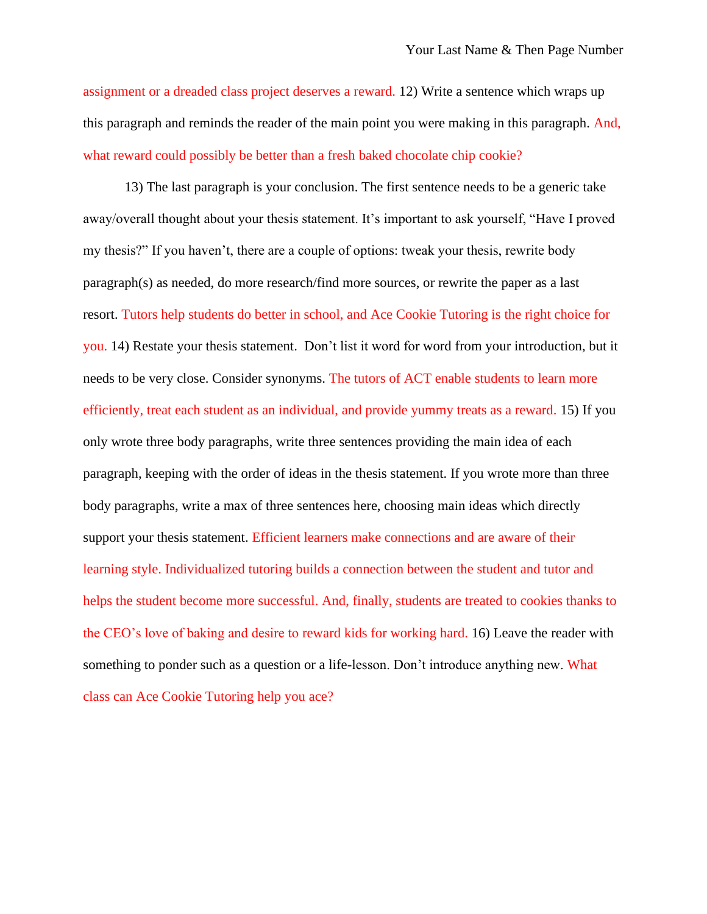assignment or a dreaded class project deserves a reward. 12) Write a sentence which wraps up this paragraph and reminds the reader of the main point you were making in this paragraph. And, what reward could possibly be better than a fresh baked chocolate chip cookie?

13) The last paragraph is your conclusion. The first sentence needs to be a generic take away/overall thought about your thesis statement. It's important to ask yourself, "Have I proved my thesis?" If you haven't, there are a couple of options: tweak your thesis, rewrite body paragraph(s) as needed, do more research/find more sources, or rewrite the paper as a last resort. Tutors help students do better in school, and Ace Cookie Tutoring is the right choice for you. 14) Restate your thesis statement. Don't list it word for word from your introduction, but it needs to be very close. Consider synonyms. The tutors of ACT enable students to learn more efficiently, treat each student as an individual, and provide yummy treats as a reward. 15) If you only wrote three body paragraphs, write three sentences providing the main idea of each paragraph, keeping with the order of ideas in the thesis statement. If you wrote more than three body paragraphs, write a max of three sentences here, choosing main ideas which directly support your thesis statement. Efficient learners make connections and are aware of their learning style. Individualized tutoring builds a connection between the student and tutor and helps the student become more successful. And, finally, students are treated to cookies thanks to the CEO's love of baking and desire to reward kids for working hard. 16) Leave the reader with something to ponder such as a question or a life-lesson. Don't introduce anything new. What class can Ace Cookie Tutoring help you ace?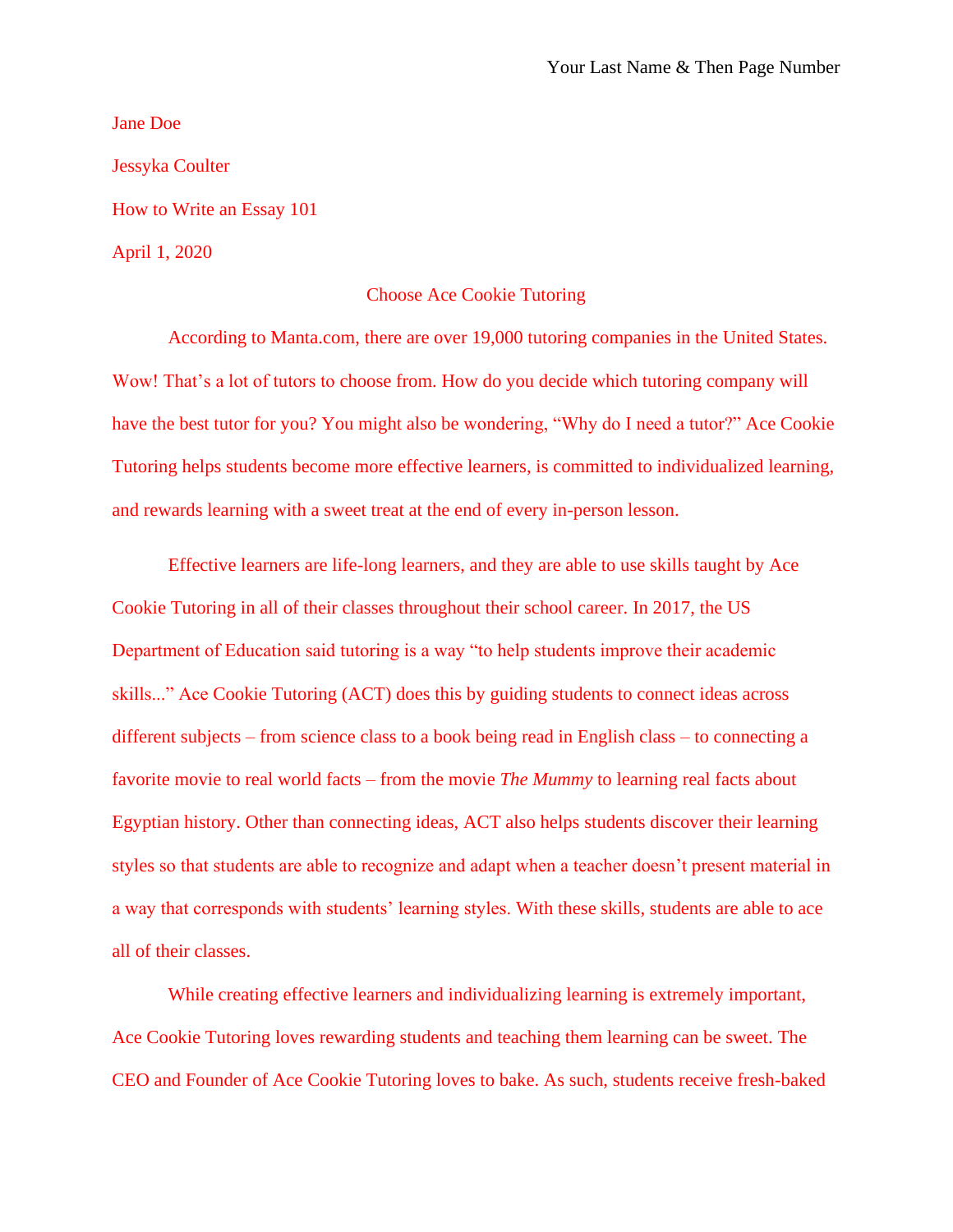Jane Doe

Jessyka Coulter

How to Write an Essay 101

April 1, 2020

Choose Ace Cookie Tutoring

According to Manta.com, there are over 19,000 tutoring companies in the United States. Wow! That's a lot of tutors to choose from. How do you decide which tutoring company will have the best tutor for you? You might also be wondering, "Why do I need a tutor?" Ace Cookie Tutoring helps students become more effective learners, is committed to individualized learning, and rewards learning with a sweet treat at the end of every in-person lesson.

Effective learners are life-long learners, and they are able to use skills taught by Ace Cookie Tutoring in all of their classes throughout their school career. In 2017, the US Department of Education said tutoring is a way "to help students improve their academic skills..." Ace Cookie Tutoring (ACT) does this by guiding students to connect ideas across different subjects – from science class to a book being read in English class – to connecting a favorite movie to real world facts – from the movie *The Mummy* to learning real facts about Egyptian history. Other than connecting ideas, ACT also helps students discover their learning styles so that students are able to recognize and adapt when a teacher doesn't present material in a way that corresponds with students' learning styles. With these skills, students are able to ace all of their classes.

While creating effective learners and individualizing learning is extremely important, Ace Cookie Tutoring loves rewarding students and teaching them learning can be sweet. The CEO and Founder of Ace Cookie Tutoring loves to bake. As such, students receive fresh-baked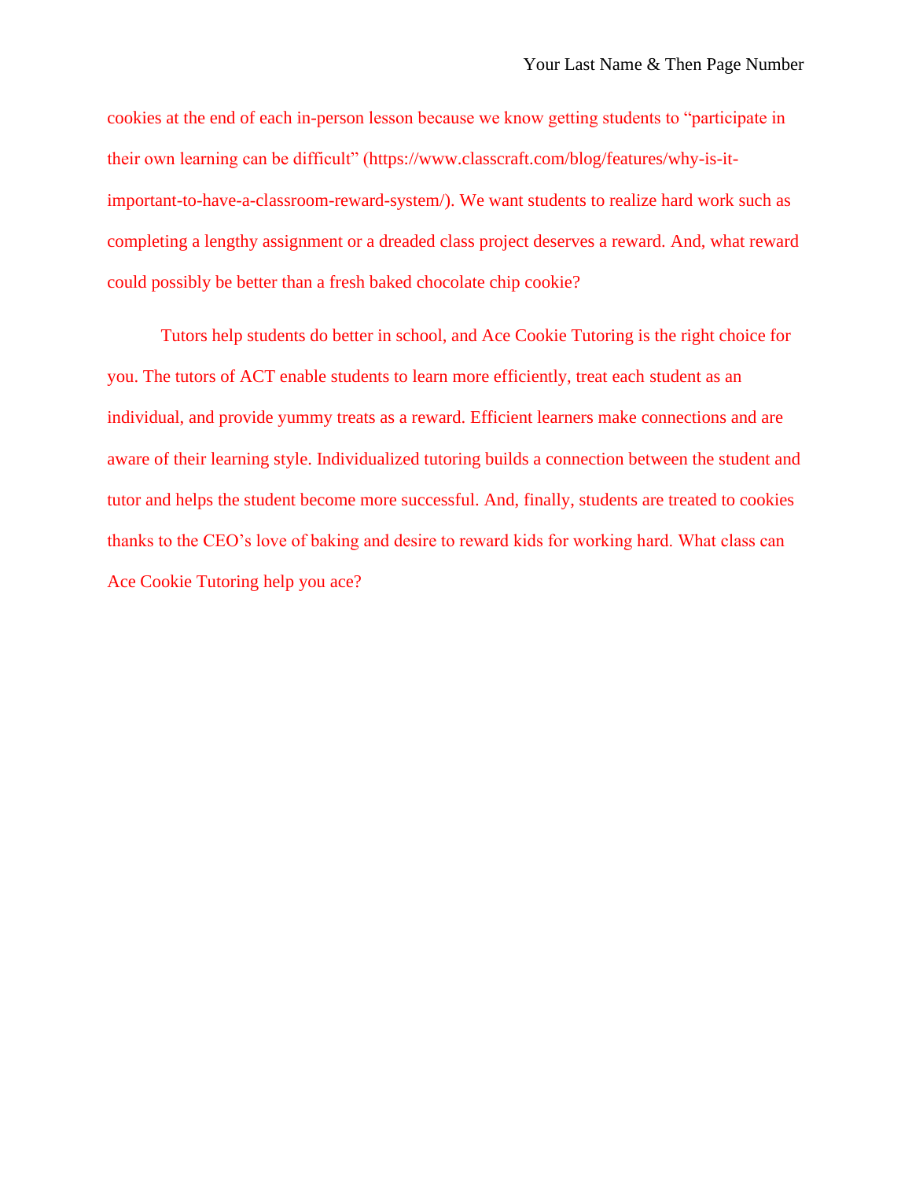cookies at the end of each in-person lesson because we know getting students to "participate in their own learning can be difficult" (https://www.classcraft.com/blog/features/why-is-it-important-to-have-a-classroom-reward-system/). We want students to realize hard work such as completing a lengthy assignment or a dreaded class project deserves a reward. And, what reward could possibly be better than a fresh baked chocolate chip cookie?

Tutors help students do better in school, and Ace Cookie Tutoring is the right choice for you. The tutors of ACT enable students to learn more efficiently, treat each student as an individual, and provide yummy treats as a reward. Efficient learners make connections and are aware of their learning style. Individualized tutoring builds a connection between the student and tutor and helps the student become more successful. And, finally, students are treated to cookies thanks to the CEO's love of baking and desire to reward kids for working hard. What class can Ace Cookie Tutoring help you ace?